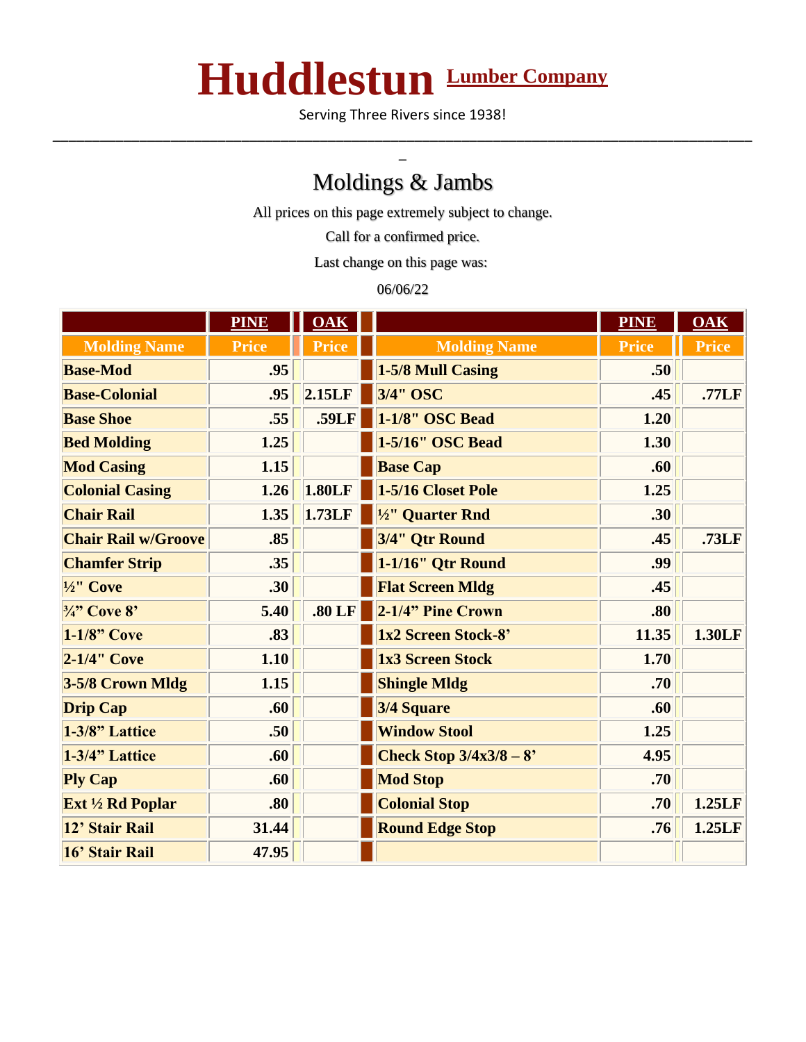# Huddlestun Lumber Company

Serving Three Rivers since 1938!

## Moldings & Jambs

All prices on this page extremely subject to change.

Call for a confirmed price.

Last change on this page was:

06/06/22

| | PINE | OAK | | PINE | OAK |
|---|---|---|---|---|---|
| **Molding Name** | **Price** | **Price** | **Molding Name** | **Price** | **Price** |
| Base-Mod | .95 | | 1-5/8 Mull Casing | .50 | |
| Base-Colonial | .95 | 2.15LF | 3/4" OSC | .45 | .77LF |
| Base Shoe | .55 | .59LF | 1-1/8" OSC Bead | 1.20 | |
| Bed Molding | 1.25 | | 1-5/16" OSC Bead | 1.30 | |
| Mod Casing | 1.15 | | Base Cap | .60 | |
| Colonial Casing | 1.26 | 1.80LF | 1-5/16 Closet Pole | 1.25 | |
| Chair Rail | 1.35 | 1.73LF | ½" Quarter Rnd | .30 | |
| Chair Rail w/Groove | .85 | | 3/4" Qtr Round | .45 | .73LF |
| Chamfer Strip | .35 | | 1-1/16" Qtr Round | .99 | |
| ½" Cove | .30 | | Flat Screen Mldg | .45 | |
| ¾" Cove 8' | 5.40 | .80 LF | 2-1/4" Pine Crown | .80 | |
| 1-1/8" Cove | .83 | | 1x2 Screen Stock-8' | 11.35 | 1.30LF |
| 2-1/4" Cove | 1.10 | | 1x3 Screen Stock | 1.70 | |
| 3-5/8 Crown Mldg | 1.15 | | Shingle Mldg | .70 | |
| Drip Cap | .60 | | 3/4 Square | .60 | |
| 1-3/8" Lattice | .50 | | Window Stool | 1.25 | |
| 1-3/4" Lattice | .60 | | Check Stop 3/4x3/8 – 8' | 4.95 | |
| Ply Cap | .60 | | Mod Stop | .70 | |
| Ext ½ Rd Poplar | .80 | | Colonial Stop | .70 | 1.25LF |
| 12' Stair Rail | 31.44 | | Round Edge Stop | .76 | 1.25LF |
| 16' Stair Rail | 47.95 | | | | |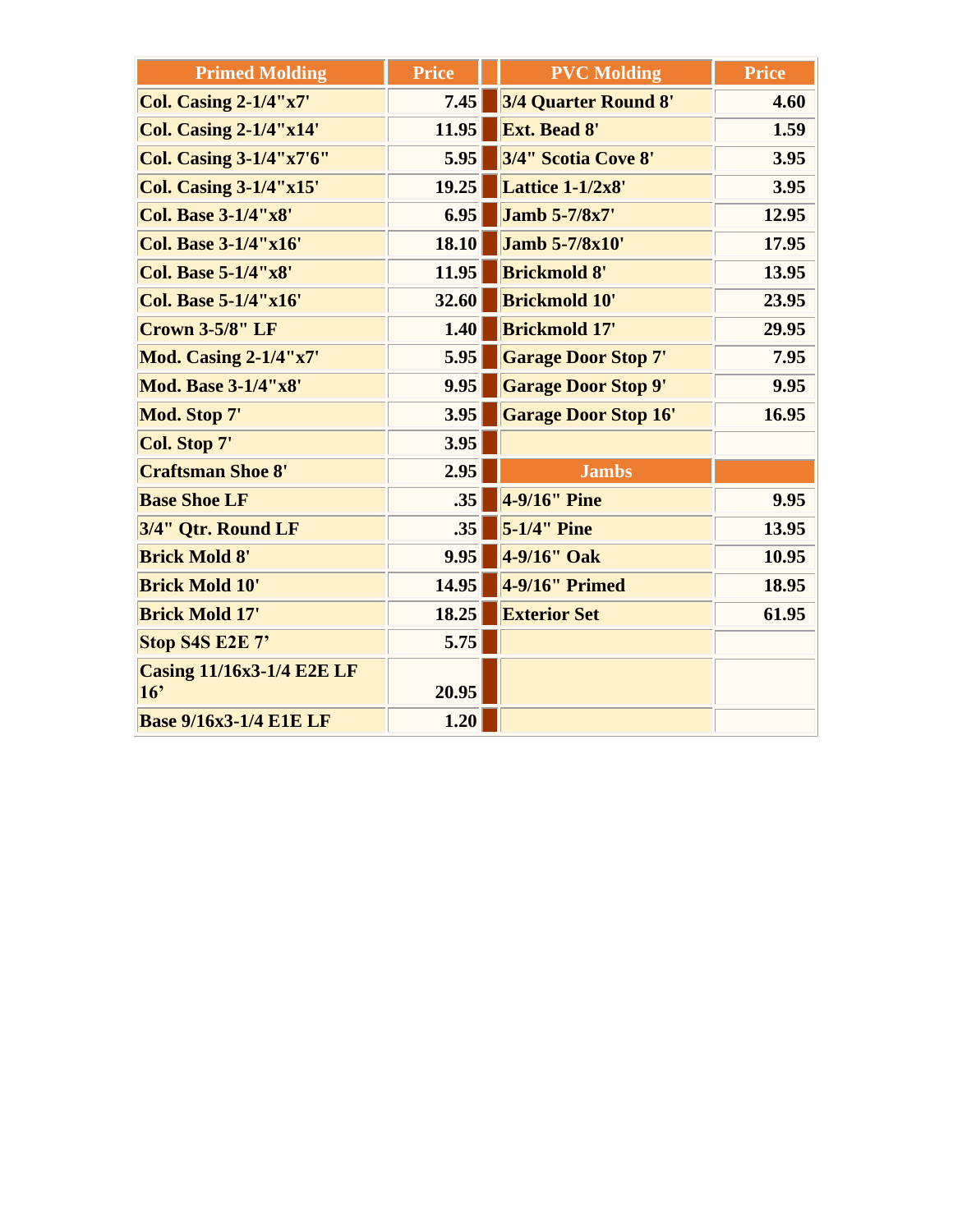| Primed Molding | Price | | PVC Molding | Price |
|---|---|---|---|---|
| Col. Casing 2-1/4"x7' | 7.45 | | 3/4 Quarter Round 8' | 4.60 |
| Col. Casing 2-1/4"x14' | 11.95 | | Ext. Bead 8' | 1.59 |
| Col. Casing 3-1/4"x7'6" | 5.95 | | 3/4" Scotia Cove 8' | 3.95 |
| Col. Casing 3-1/4"x15' | 19.25 | | Lattice 1-1/2x8' | 3.95 |
| Col. Base 3-1/4"x8' | 6.95 | | Jamb 5-7/8x7' | 12.95 |
| Col. Base 3-1/4"x16' | 18.10 | | Jamb 5-7/8x10' | 17.95 |
| Col. Base 5-1/4"x8' | 11.95 | | Brickmold 8' | 13.95 |
| Col. Base 5-1/4"x16' | 32.60 | | Brickmold 10' | 23.95 |
| Crown 3-5/8" LF | 1.40 | | Brickmold 17' | 29.95 |
| Mod. Casing 2-1/4"x7' | 5.95 | | Garage Door Stop 7' | 7.95 |
| Mod. Base 3-1/4"x8' | 9.95 | | Garage Door Stop 9' | 9.95 |
| Mod. Stop 7' | 3.95 | | Garage Door Stop 16' | 16.95 |
| Col. Stop 7' | 3.95 | | | |
| Craftsman Shoe 8' | 2.95 | | **Jambs** | |
| Base Shoe LF | .35 | | 4-9/16" Pine | 9.95 |
| 3/4" Qtr. Round LF | .35 | | 5-1/4" Pine | 13.95 |
| Brick Mold 8' | 9.95 | | 4-9/16" Oak | 10.95 |
| Brick Mold 10' | 14.95 | | 4-9/16" Primed | 18.95 |
| Brick Mold 17' | 18.25 | | Exterior Set | 61.95 |
| Stop S4S E2E 7’ | 5.75 | | | |
| Casing 11/16x3-1/4 E2E LF 16’ | 20.95 | | | |
| Base 9/16x3-1/4 E1E LF | 1.20 | | | |